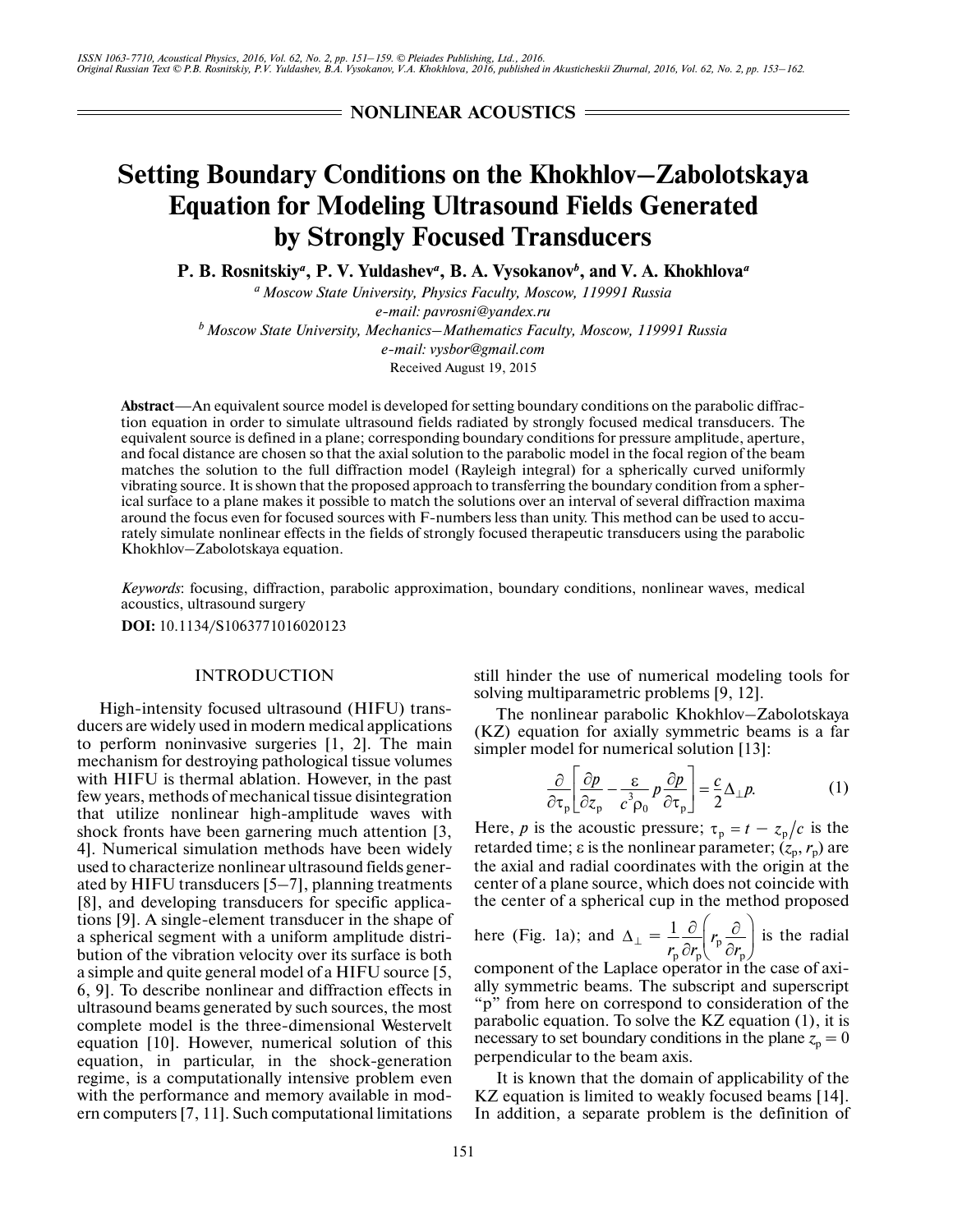NONLINEAR ACOUSTICS

# Setting Boundary Conditions on the Khokhlov–Zabolotskaya Equation for Modeling Ultrasound Fields Generated by Strongly Focused Transducers

**P. B. Rosnitskiy[a], P. V. Yuldashev[a], B. A. Vysokanov[b], and V. A. Khokhlova[a]**

[a] Moscow State University, Physics Faculty, Moscow, 119991 Russia
e-mail: pavrosni@yandex.ru
[b] Moscow State University, Mechanics–Mathematics Faculty, Moscow, 119991 Russia
e-mail: vysbor@gmail.com

Received August 19, 2015

**Abstract**—An equivalent source model is developed for setting boundary conditions on the parabolic diffraction equation in order to simulate ultrasound fields radiated by strongly focused medical transducers. The equivalent source is defined in a plane; corresponding boundary conditions for pressure amplitude, aperture, and focal distance are chosen so that the axial solution to the parabolic model in the focal region of the beam matches the solution to the full diffraction model (Rayleigh integral) for a spherically curved uniformly vibrating source. It is shown that the proposed approach to transferring the boundary condition from a spherical surface to a plane makes it possible to match the solutions over an interval of several diffraction maxima around the focus even for focused sources with F-numbers less than unity. This method can be used to accurately simulate nonlinear effects in the fields of strongly focused therapeutic transducers using the parabolic Khokhlov–Zabolotskaya equation.

*Keywords*: focusing, diffraction, parabolic approximation, boundary conditions, nonlinear waves, medical acoustics, ultrasound surgery

**DOI:** 10.1134/S1063771016020123

## INTRODUCTION

High-intensity focused ultrasound (HIFU) transducers are widely used in modern medical applications to perform noninvasive surgeries [1, 2]. The main mechanism for destroying pathological tissue volumes with HIFU is thermal ablation. However, in the past few years, methods of mechanical tissue disintegration that utilize nonlinear high-amplitude waves with shock fronts have been garnering much attention [3, 4]. Numerical simulation methods have been widely used to characterize nonlinear ultrasound fields generated by HIFU transducers [5–7], planning treatments [8], and developing transducers for specific applications [9]. A single-element transducer in the shape of a spherical segment with a uniform amplitude distribution of the vibration velocity over its surface is both a simple and quite general model of a HIFU source [5, 6, 9]. To describe nonlinear and diffraction effects in ultrasound beams generated by such sources, the most complete model is the three-dimensional Westervelt equation [10]. However, numerical solution of this equation, in particular, in the shock-generation regime, is a computationally intensive problem even with the performance and memory available in modern computers [7, 11]. Such computational limitations still hinder the use of numerical modeling tools for solving multiparametric problems [9, 12].

The nonlinear parabolic Khokhlov–Zabolotskaya (KZ) equation for axially symmetric beams is a far simpler model for numerical solution [13]:

$$\frac{\partial}{\partial \tau_p}\left[\frac{\partial p}{\partial z_p} - \frac{\varepsilon}{c^3\rho_0} p \frac{\partial p}{\partial \tau_p}\right] = \frac{c}{2}\Delta_\perp p. \qquad (1)$$

Here, $p$ is the acoustic pressure; $\tau_p = t - z_p/c$ is the retarded time; $\varepsilon$ is the nonlinear parameter; $(z_p, r_p)$ are the axial and radial coordinates with the origin at the center of a plane source, which does not coincide with the center of a spherical cup in the method proposed here (Fig. 1a); and $\Delta_\perp = \frac{1}{r_p}\frac{\partial}{\partial r_p}\left(r_p \frac{\partial}{\partial r_p}\right)$ is the radial component of the Laplace operator in the case of axially symmetric beams. The subscript and superscript "p" from here on correspond to consideration of the parabolic equation. To solve the KZ equation (1), it is necessary to set boundary conditions in the plane $z_p = 0$ perpendicular to the beam axis.

It is known that the domain of applicability of the KZ equation is limited to weakly focused beams [14]. In addition, a separate problem is the definition of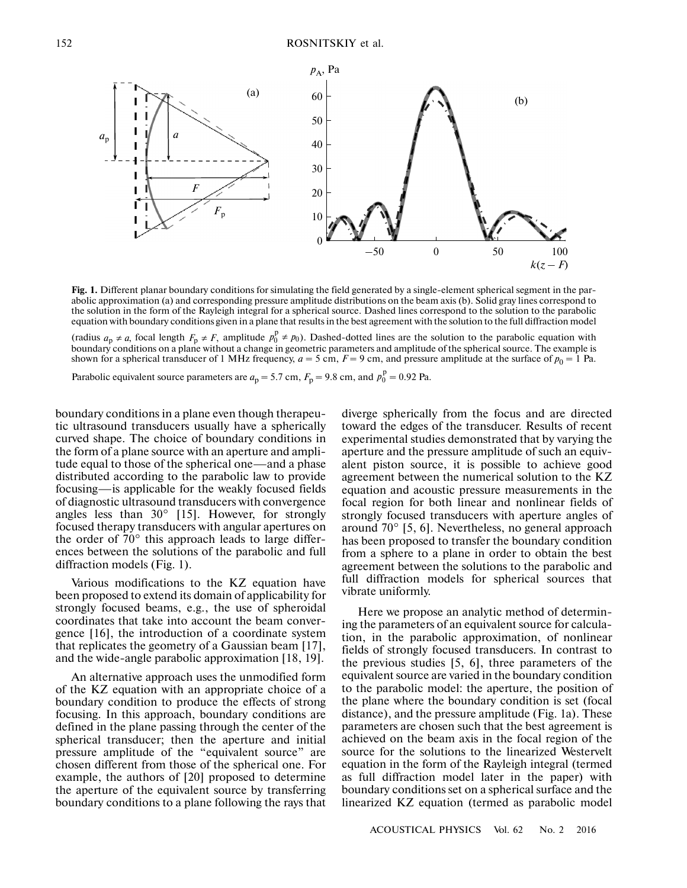**Fig. 1.** Different planar boundary conditions for simulating the field generated by a single-element spherical segment in the parabolic approximation (a) and corresponding pressure amplitude distributions on the beam axis (b). Solid gray lines correspond to the solution in the form of the Rayleigh integral for a spherical source. Dashed lines correspond to the solution to the parabolic equation with boundary conditions given in a plane that results in the best agreement with the solution to the full diffraction model (radius $a_p \neq a$, focal length $F_p \neq F$, amplitude $p_0^p \neq p_0$). Dashed-dotted lines are the solution to the parabolic equation with boundary conditions on a plane without a change in geometric parameters and amplitude of the spherical source. The example is shown for a spherical transducer of 1 MHz frequency, $a = 5$ cm, $F = 9$ cm, and pressure amplitude at the surface of $p_0 = 1$ Pa. Parabolic equivalent source parameters are $a_p = 5.7$ cm, $F_p = 9.8$ cm, and $p_0^p = 0.92$ Pa.

boundary conditions in a plane even though therapeutic ultrasound transducers usually have a spherically curved shape. The choice of boundary conditions in the form of a plane source with an aperture and amplitude equal to those of the spherical one—and a phase distributed according to the parabolic law to provide focusing—is applicable for the weakly focused fields of diagnostic ultrasound transducers with convergence angles less than 30° [15]. However, for strongly focused therapy transducers with angular apertures on the order of 70° this approach leads to large differences between the solutions of the parabolic and full diffraction models (Fig. 1).

Various modifications to the KZ equation have been proposed to extend its domain of applicability for strongly focused beams, e.g., the use of spheroidal coordinates that take into account the beam convergence [16], the introduction of a coordinate system that replicates the geometry of a Gaussian beam [17], and the wide-angle parabolic approximation [18, 19].

An alternative approach uses the unmodified form of the KZ equation with an appropriate choice of a boundary condition to produce the effects of strong focusing. In this approach, boundary conditions are defined in the plane passing through the center of the spherical transducer; then the aperture and initial pressure amplitude of the "equivalent source" are chosen different from those of the spherical one. For example, the authors of [20] proposed to determine the aperture of the equivalent source by transferring boundary conditions to a plane following the rays that diverge spherically from the focus and are directed toward the edges of the transducer. Results of recent experimental studies demonstrated that by varying the aperture and the pressure amplitude of such an equivalent piston source, it is possible to achieve good agreement between the numerical solution to the KZ equation and acoustic pressure measurements in the focal region for both linear and nonlinear fields of strongly focused transducers with aperture angles of around 70° [5, 6]. Nevertheless, no general approach has been proposed to transfer the boundary condition from a sphere to a plane in order to obtain the best agreement between the solutions to the parabolic and full diffraction models for spherical sources that vibrate uniformly.

Here we propose an analytic method of determining the parameters of an equivalent source for calculation, in the parabolic approximation, of nonlinear fields of strongly focused transducers. In contrast to the previous studies [5, 6], three parameters of the equivalent source are varied in the boundary condition to the parabolic model: the aperture, the position of the plane where the boundary condition is set (focal distance), and the pressure amplitude (Fig. 1a). These parameters are chosen such that the best agreement is achieved on the beam axis in the focal region of the source for the solutions to the linearized Westervelt equation in the form of the Rayleigh integral (termed as full diffraction model later in the paper) with boundary conditions set on a spherical surface and the linearized KZ equation (termed as parabolic model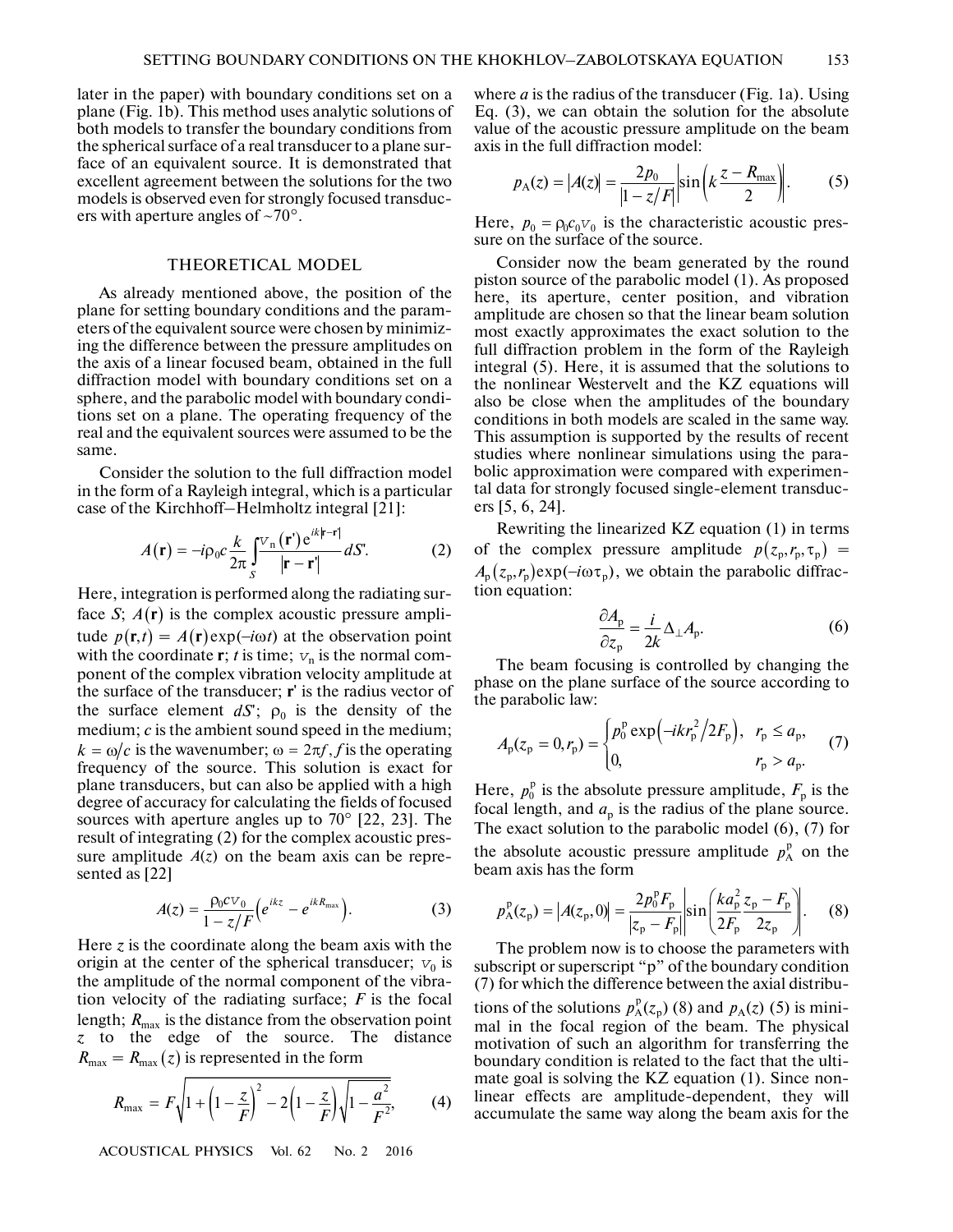later in the paper) with boundary conditions set on a plane (Fig. 1b). This method uses analytic solutions of both models to transfer the boundary conditions from the spherical surface of a real transducer to a plane surface of an equivalent source. It is demonstrated that excellent agreement between the solutions for the two models is observed even for strongly focused transducers with aperture angles of ~70°.

## THEORETICAL MODEL

As already mentioned above, the position of the plane for setting boundary conditions and the parameters of the equivalent source were chosen by minimizing the difference between the pressure amplitudes on the axis of a linear focused beam, obtained in the full diffraction model with boundary conditions set on a sphere, and the parabolic model with boundary conditions set on a plane. The operating frequency of the real and the equivalent sources were assumed to be the same.

Consider the solution to the full diffraction model in the form of a Rayleigh integral, which is a particular case of the Kirchhoff–Helmholtz integral [21]:

$$A(\mathbf{r}) = -i\rho_0 c \frac{k}{2\pi} \int_S \frac{v_n(\mathbf{r}') e^{ik|\mathbf{r}-\mathbf{r}'|}}{|\mathbf{r}-\mathbf{r}'|} dS'. \quad (2)$$

Here, integration is performed along the radiating surface $S$; $A(\mathbf{r})$ is the complex acoustic pressure amplitude $p(\mathbf{r},t) = A(\mathbf{r})\exp(-i\omega t)$ at the observation point with the coordinate $\mathbf{r}$; $t$ is time; $v_n$ is the normal component of the complex vibration velocity amplitude at the surface of the transducer; $\mathbf{r}'$ is the radius vector of the surface element $dS'$; $\rho_0$ is the density of the medium; $c$ is the ambient sound speed in the medium; $k = \omega/c$ is the wavenumber; $\omega = 2\pi f$, $f$ is the operating frequency of the source. This solution is exact for plane transducers, but can also be applied with a high degree of accuracy for calculating the fields of focused sources with aperture angles up to 70° [22, 23]. The result of integrating (2) for the complex acoustic pressure amplitude $A(z)$ on the beam axis can be represented as [22]

$$A(z) = \frac{\rho_0 c v_0}{1 - z/F}\left(e^{ikz} - e^{ikR_{\max}}\right). \quad (3)$$

Here $z$ is the coordinate along the beam axis with the origin at the center of the spherical transducer; $v_0$ is the amplitude of the normal component of the vibration velocity of the radiating surface; $F$ is the focal length; $R_{\max}$ is the distance from the observation point $z$ to the edge of the source. The distance $R_{\max} = R_{\max}(z)$ is represented in the form

$$R_{\max} = F\sqrt{1 + \left(1 - \frac{z}{F}\right)^2 - 2\left(1 - \frac{z}{F}\right)\sqrt{1 - \frac{a^2}{F^2}}}, \quad (4)$$

where $a$ is the radius of the transducer (Fig. 1a). Using Eq. (3), we can obtain the solution for the absolute value of the acoustic pressure amplitude on the beam axis in the full diffraction model:

$$p_A(z) = |A(z)| = \frac{2p_0}{|1 - z/F|}\left|\sin\left(k\frac{z - R_{\max}}{2}\right)\right|. \quad (5)$$

Here, $p_0 = \rho_0 c_0 v_0$ is the characteristic acoustic pressure on the surface of the source.

Consider now the beam generated by the round piston source of the parabolic model (1). As proposed here, its aperture, center position, and vibration amplitude are chosen so that the linear beam solution most exactly approximates the exact solution to the full diffraction problem in the form of the Rayleigh integral (5). Here, it is assumed that the solutions to the nonlinear Westervelt and the KZ equations will also be close when the amplitudes of the boundary conditions in both models are scaled in the same way. This assumption is supported by the results of recent studies where nonlinear simulations using the parabolic approximation were compared with experimental data for strongly focused single-element transducers [5, 6, 24].

Rewriting the linearized KZ equation (1) in terms of the complex pressure amplitude $p(z_p, r_p, \tau_p) = A_p(z_p, r_p)\exp(-i\omega\tau_p)$, we obtain the parabolic diffraction equation:

$$\frac{\partial A_p}{\partial z_p} = \frac{i}{2k}\Delta_\perp A_p. \quad (6)$$

The beam focusing is controlled by changing the phase on the plane surface of the source according to the parabolic law:

$$A_p(z_p = 0, r_p) = \begin{cases} p_0^p \exp\left(-ikr_p^2/2F_p\right), & r_p \le a_p, \\ 0, & r_p > a_p. \end{cases} \quad (7)$$

Here, $p_0^p$ is the absolute pressure amplitude, $F_p$ is the focal length, and $a_p$ is the radius of the plane source. The exact solution to the parabolic model (6), (7) for the absolute acoustic pressure amplitude $p_A^p$ on the beam axis has the form

$$p_A^p(z_p) = |A(z_p, 0)| = \frac{2p_0^p F_p}{|z_p - F_p|}\left|\sin\left(\frac{ka_p^2}{2F_p}\frac{z_p - F_p}{2z_p}\right)\right|. \quad (8)$$

The problem now is to choose the parameters with subscript or superscript "p" of the boundary condition (7) for which the difference between the axial distributions of the solutions $p_A^p(z_p)$ (8) and $p_A(z)$ (5) is minimal in the focal region of the beam. The physical motivation of such an algorithm for transferring the boundary condition is related to the fact that the ultimate goal is solving the KZ equation (1). Since nonlinear effects are amplitude-dependent, they will accumulate the same way along the beam axis for the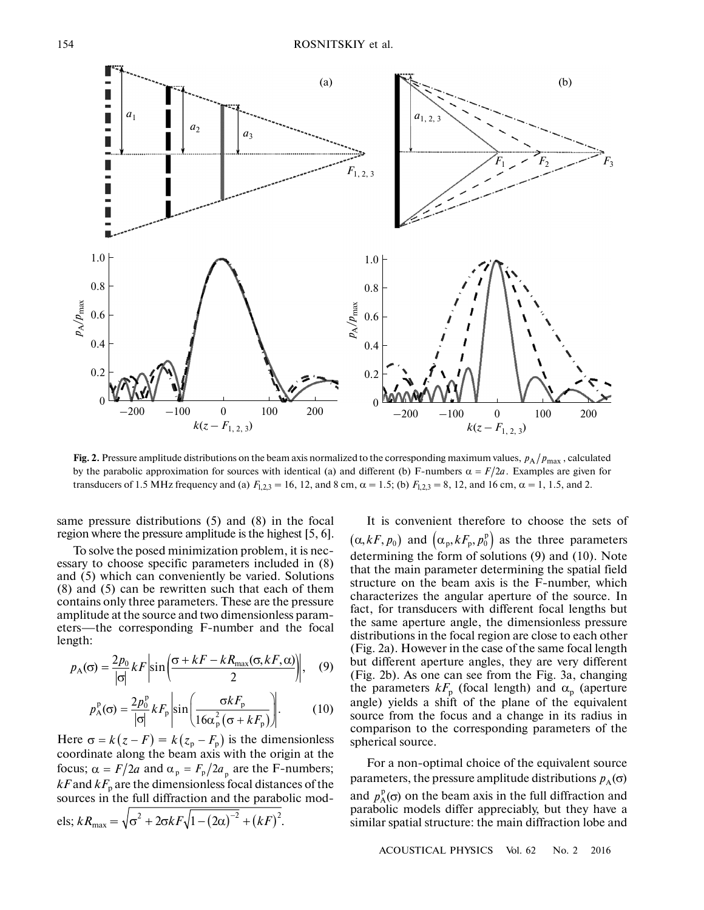**Fig. 2.** Pressure amplitude distributions on the beam axis normalized to the corresponding maximum values, $p_A/p_{max}$, calculated by the parabolic approximation for sources with identical (a) and different (b) F-numbers $\alpha = F/2a$. Examples are given for transducers of 1.5 MHz frequency and (a) $F_{1,2,3} = 16$, 12, and 8 cm, $\alpha = 1.5$; (b) $F_{1,2,3} = 8$, 12, and 16 cm, $\alpha = 1$, 1.5, and 2.

same pressure distributions (5) and (8) in the focal region where the pressure amplitude is the highest [5, 6].

To solve the posed minimization problem, it is necessary to choose specific parameters included in (8) and (5) which can conveniently be varied. Solutions (8) and (5) can be rewritten such that each of them contains only three parameters. These are the pressure amplitude at the source and two dimensionless parameters—the corresponding F-number and the focal length:

$$p_A(\sigma) = \frac{2p_0}{|\sigma|} kF \left| \sin\left( \frac{\sigma + kF - kR_{max}(\sigma, kF, \alpha)}{2} \right) \right|, \quad (9)$$

$$p_A^p(\sigma) = \frac{2p_0^p}{|\sigma|} kF_p \left| \sin\left( \frac{\sigma kF_p}{16\alpha_p^2 (\sigma + kF_p)} \right) \right|. \quad (10)$$

Here $\sigma = k(z - F) = k(z_p - F_p)$ is the dimensionless coordinate along the beam axis with the origin at the focus; $\alpha = F/2a$ and $\alpha_p = F_p/2a_p$ are the F-numbers; $kF$ and $kF_p$ are the dimensionless focal distances of the sources in the full diffraction and the parabolic models; $kR_{max} = \sqrt{\sigma^2 + 2\sigma kF\sqrt{1-(2\alpha)^{-2}} + (kF)^2}$.

It is convenient therefore to choose the sets of $(\alpha, kF, p_0)$ and $(\alpha_p, kF_p, p_0^p)$ as the three parameters determining the form of solutions (9) and (10). Note that the main parameter determining the spatial field structure on the beam axis is the F-number, which characterizes the angular aperture of the source. In fact, for transducers with different focal lengths but the same aperture angle, the dimensionless pressure distributions in the focal region are close to each other (Fig. 2a). However in the case of the same focal length but different aperture angles, they are very different (Fig. 2b). As one can see from the Fig. 3a, changing the parameters $kF_p$ (focal length) and $\alpha_p$ (aperture angle) yields a shift of the plane of the equivalent source from the focus and a change in its radius in comparison to the corresponding parameters of the spherical source.

For a non-optimal choice of the equivalent source parameters, the pressure amplitude distributions $p_A(\sigma)$ and $p_A^p(\sigma)$ on the beam axis in the full diffraction and parabolic models differ appreciably, but they have a similar spatial structure: the main diffraction lobe and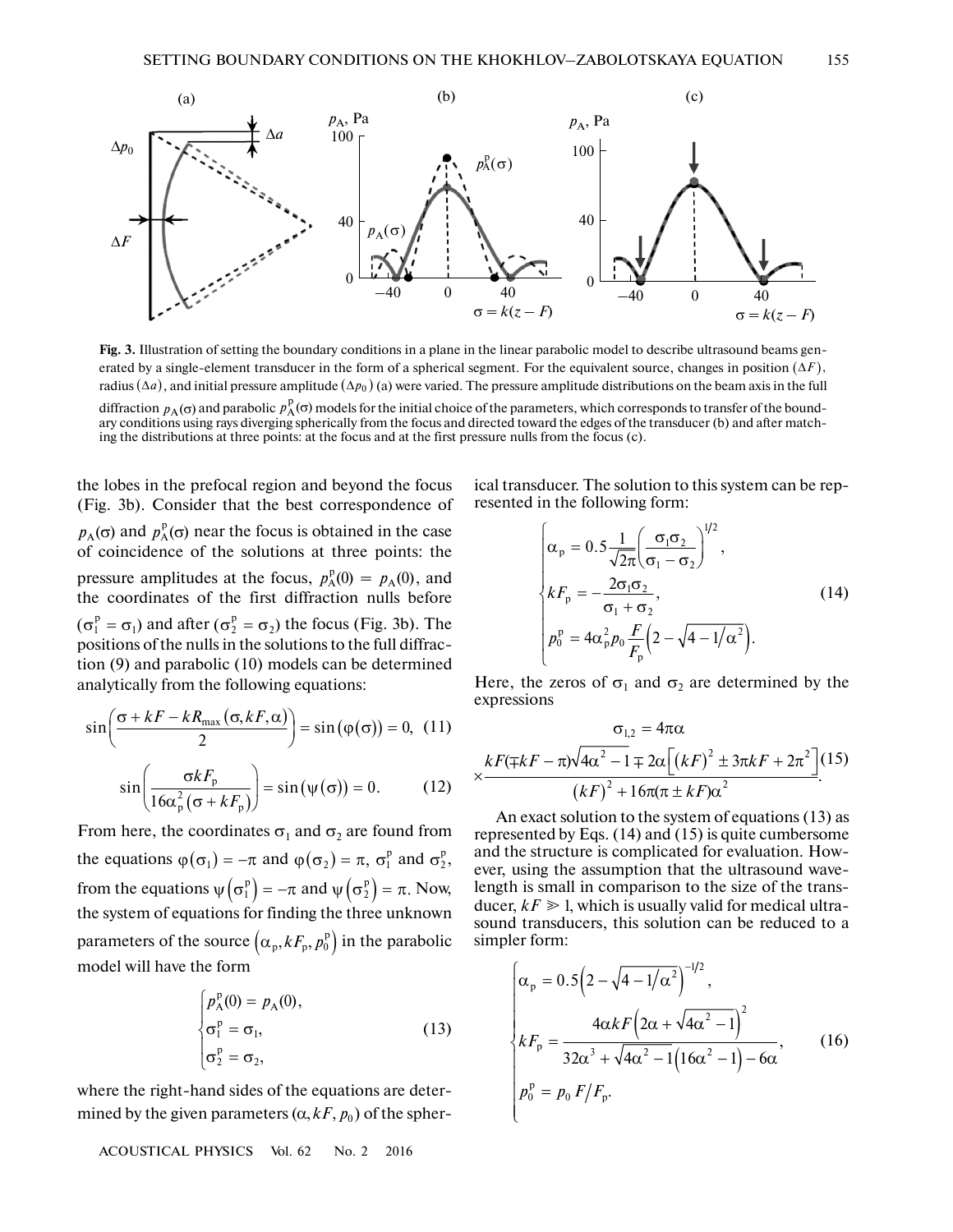**Fig. 3.** Illustration of setting the boundary conditions in a plane in the linear parabolic model to describe ultrasound beams generated by a single-element transducer in the form of a spherical segment. For the equivalent source, changes in position $(\Delta F)$, radius $(\Delta a)$, and initial pressure amplitude $(\Delta p_0)$ (a) were varied. The pressure amplitude distributions on the beam axis in the full diffraction $p_A(\sigma)$ and parabolic $p_A^p(\sigma)$ models for the initial choice of the parameters, which corresponds to transfer of the boundary conditions using rays diverging spherically from the focus and directed toward the edges of the transducer (b) and after matching the distributions at three points: at the focus and at the first pressure nulls from the focus (c).

the lobes in the prefocal region and beyond the focus (Fig. 3b). Consider that the best correspondence of $p_A(\sigma)$ and $p_A^p(\sigma)$ near the focus is obtained in the case of coincidence of the solutions at three points: the pressure amplitudes at the focus, $p_A^p(0) = p_A(0)$, and the coordinates of the first diffraction nulls before ($\sigma_1^p = \sigma_1$) and after ($\sigma_2^p = \sigma_2$) the focus (Fig. 3b). The positions of the nulls in the solutions to the full diffraction (9) and parabolic (10) models can be determined analytically from the following equations:

$$\sin\left(\frac{\sigma + kF - kR_{\max}(\sigma, kF, \alpha)}{2}\right) = \sin(\varphi(\sigma)) = 0, \quad (11)$$

$$\sin\left(\frac{\sigma k F_p}{16\alpha_p^2(\sigma + kF_p)}\right) = \sin(\psi(\sigma)) = 0. \quad (12)$$

From here, the coordinates $\sigma_1$ and $\sigma_2$ are found from the equations $\varphi(\sigma_1) = -\pi$ and $\varphi(\sigma_2) = \pi$, $\sigma_1^p$ and $\sigma_2^p$, from the equations $\psi(\sigma_1^p) = -\pi$ and $\psi(\sigma_2^p) = \pi$. Now, the system of equations for finding the three unknown parameters of the source $(\alpha_p, kF_p, p_0^p)$ in the parabolic model will have the form

$$\begin{cases} p_A^p(0) = p_A(0), \\ \sigma_1^p = \sigma_1, \\ \sigma_2^p = \sigma_2, \end{cases} \quad (13)$$

where the right-hand sides of the equations are determined by the given parameters $(\alpha, kF, p_0)$ of the spherical transducer. The solution to this system can be represented in the following form:

$$\begin{cases} \alpha_p = 0.5\dfrac{1}{\sqrt{2\pi}}\left(\dfrac{\sigma_1\sigma_2}{\sigma_1 - \sigma_2}\right)^{1/2}, \\ kF_p = -\dfrac{2\sigma_1\sigma_2}{\sigma_1 + \sigma_2}, \\ p_0^p = 4\alpha_p^2 p_0 \dfrac{F}{F_p}\left(2 - \sqrt{4 - 1/\alpha^2}\right). \end{cases} \quad (14)$$

Here, the zeros of $\sigma_1$ and $\sigma_2$ are determined by the expressions

$$\sigma_{1,2} = 4\pi\alpha \times \frac{kF(\mp kF - \pi)\sqrt{4\alpha^2 - 1} \mp 2\alpha\left[(kF)^2 \pm 3\pi kF + 2\pi^2\right]}{(kF)^2 + 16\pi(\pi \pm kF)\alpha^2}. \quad (15)$$

An exact solution to the system of equations (13) as represented by Eqs. (14) and (15) is quite cumbersome and the structure is complicated for evaluation. However, using the assumption that the ultrasound wavelength is small in comparison to the size of the transducer, $kF \gg 1$, which is usually valid for medical ultrasound transducers, this solution can be reduced to a simpler form:

$$\begin{cases} \alpha_p = 0.5\left(2 - \sqrt{4 - 1/\alpha^2}\right)^{-1/2}, \\ kF_p = \dfrac{4\alpha kF\left(2\alpha + \sqrt{4\alpha^2 - 1}\right)^2}{32\alpha^3 + \sqrt{4\alpha^2 - 1}\left(16\alpha^2 - 1\right) - 6\alpha}, \\ p_0^p = p_0 F/F_p. \end{cases} \quad (16)$$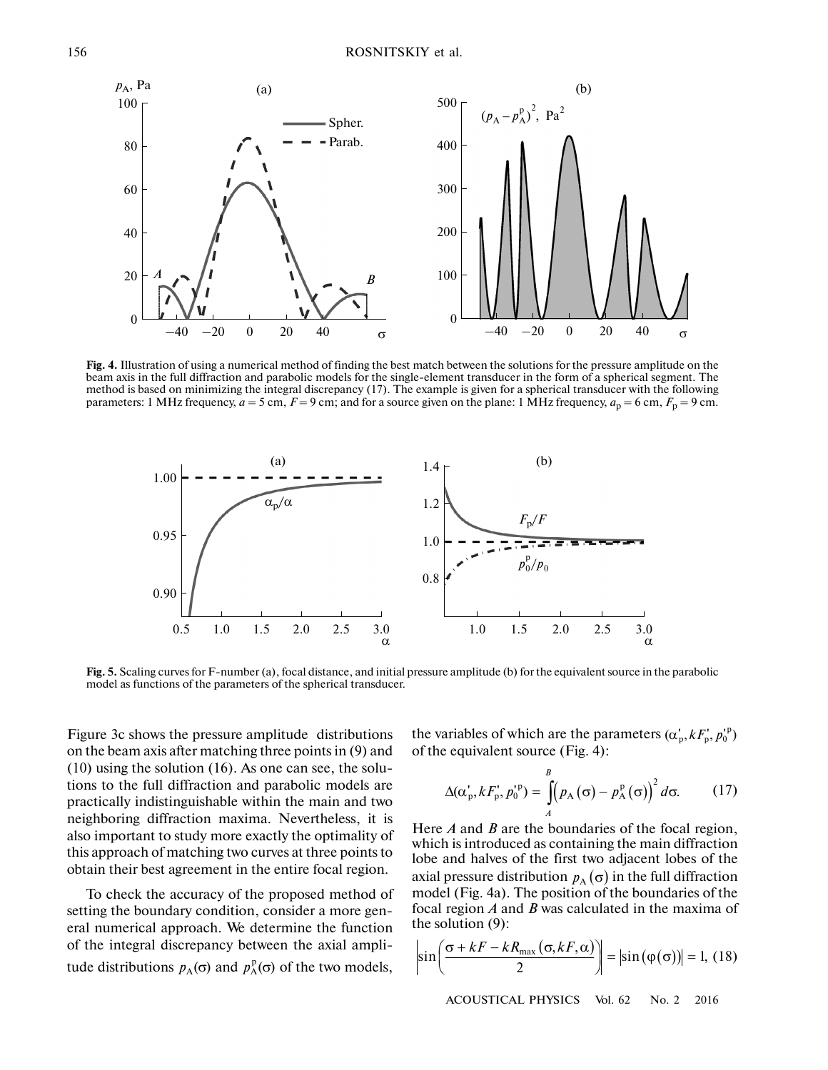**Fig. 4.** Illustration of using a numerical method of finding the best match between the solutions for the pressure amplitude on the beam axis in the full diffraction and parabolic models for the single-element transducer in the form of a spherical segment. The method is based on minimizing the integral discrepancy (17). The example is given for a spherical transducer with the following parameters: 1 MHz frequency, $a = 5$ cm, $F = 9$ cm; and for a source given on the plane: 1 MHz frequency, $a_p = 6$ cm, $F_p = 9$ cm.

**Fig. 5.** Scaling curves for F-number (a), focal distance, and initial pressure amplitude (b) for the equivalent source in the parabolic model as functions of the parameters of the spherical transducer.

Figure 3c shows the pressure amplitude distributions on the beam axis after matching three points in (9) and (10) using the solution (16). As one can see, the solutions to the full diffraction and parabolic models are practically indistinguishable within the main and two neighboring diffraction maxima. Nevertheless, it is also important to study more exactly the optimality of this approach of matching two curves at three points to obtain their best agreement in the entire focal region.

To check the accuracy of the proposed method of setting the boundary condition, consider a more general numerical approach. We determine the function of the integral discrepancy between the axial amplitude distributions $p_A(\sigma)$ and $p_A^p(\sigma)$ of the two models, the variables of which are the parameters $(\alpha'_p, kF'_p, p_0'^p)$ of the equivalent source (Fig. 4):

$$\Delta(\alpha'_p, kF'_p, p_0'^p) = \int_A^B \left(p_A(\sigma) - p_A^p(\sigma)\right)^2 d\sigma. \quad (17)$$

Here $A$ and $B$ are the boundaries of the focal region, which is introduced as containing the main diffraction lobe and halves of the first two adjacent lobes of the axial pressure distribution $p_A(\sigma)$ in the full diffraction model (Fig. 4a). The position of the boundaries of the focal region $A$ and $B$ was calculated in the maxima of the solution (9):

$$\left|\sin\left(\frac{\sigma + kF - kR_{\max}(\sigma, kF, \alpha)}{2}\right)\right| = \left|\sin(\varphi(\sigma))\right| = 1, \quad (18)$$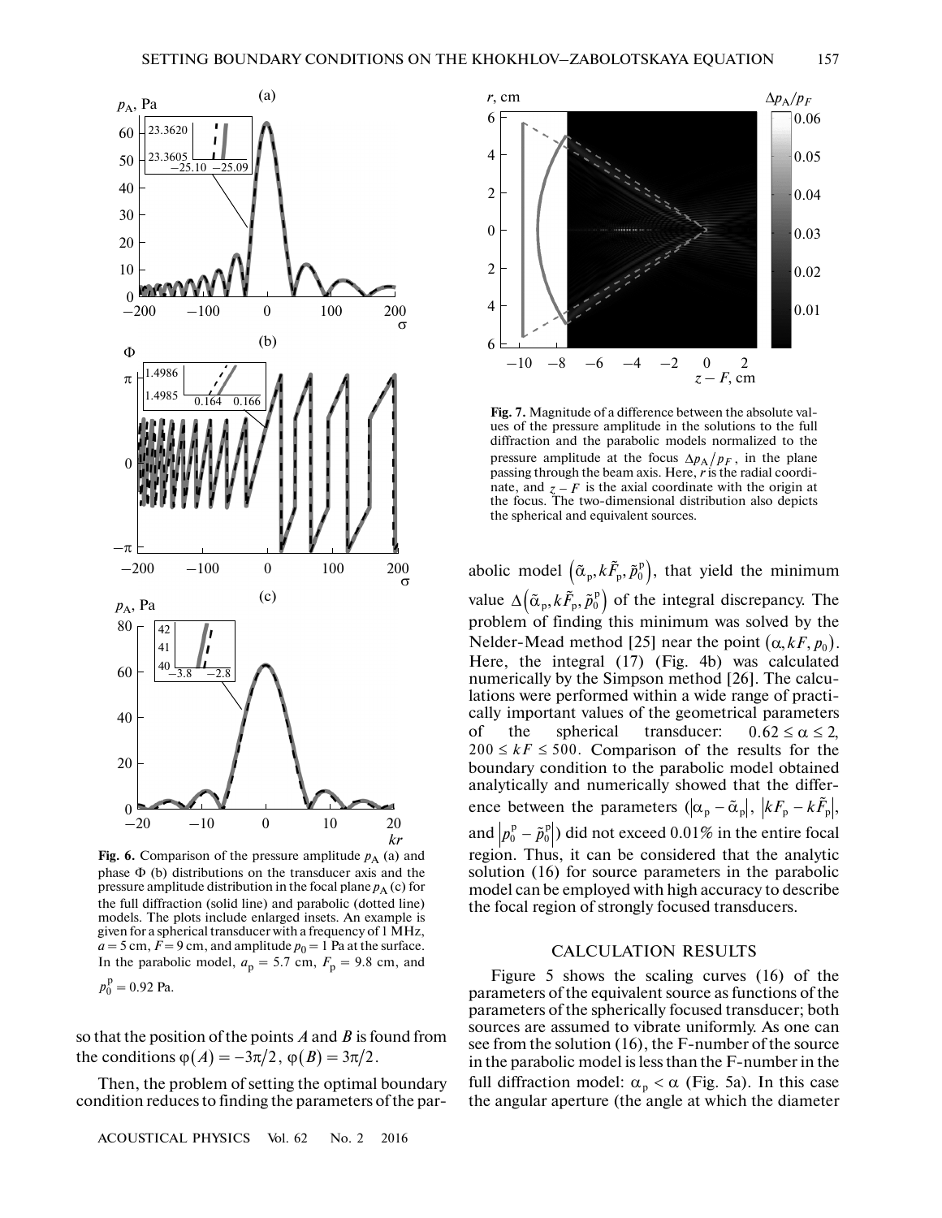Fig. 6. Comparison of the pressure amplitude $p_A$ (a) and phase $\Phi$ (b) distributions on the transducer axis and the pressure amplitude distribution in the focal plane $p_A$ (c) for the full diffraction (solid line) and parabolic (dotted line) models. The plots include enlarged insets. An example is given for a spherical transducer with a frequency of 1 MHz, $a = 5$ cm, $F = 9$ cm, and amplitude $p_0 = 1$ Pa at the surface. In the parabolic model, $a_p = 5.7$ cm, $F_p = 9.8$ cm, and $p_0^p = 0.92$ Pa.

so that the position of the points $A$ and $B$ is found from the conditions $\varphi(A) = -3\pi/2$, $\varphi(B) = 3\pi/2$.

Then, the problem of setting the optimal boundary condition reduces to finding the parameters of the parabolic model $\left(\tilde{\alpha}_p, k\tilde{F}_p, \tilde{p}_0^p\right)$, that yield the minimum value $\Delta\left(\tilde{\alpha}_p, k\tilde{F}_p, \tilde{p}_0^p\right)$ of the integral discrepancy. The problem of finding this minimum was solved by the Nelder-Mead method [25] near the point $(\alpha, kF, p_0)$. Here, the integral (17) (Fig. 4b) was calculated numerically by the Simpson method [26]. The calculations were performed within a wide range of practically important values of the geometrical parameters of the spherical transducer: $0.62 \le \alpha \le 2$, $200 \le kF \le 500$. Comparison of the results for the boundary condition to the parabolic model obtained analytically and numerically showed that the difference between the parameters ($\left|\alpha_p - \tilde{\alpha}_p\right|$, $\left|kF_p - k\tilde{F}_p\right|$, and $\left|p_0^p - \tilde{p}_0^p\right|$) did not exceed 0.01% in the entire focal region. Thus, it can be considered that the analytic solution (16) for source parameters in the parabolic model can be employed with high accuracy to describe the focal region of strongly focused transducers.

Fig. 7. Magnitude of a difference between the absolute values of the pressure amplitude in the solutions to the full diffraction and the parabolic models normalized to the pressure amplitude at the focus $\Delta p_A/p_F$, in the plane passing through the beam axis. Here, $r$ is the radial coordinate, and $z - F$ is the axial coordinate with the origin at the focus. The two-dimensional distribution also depicts the spherical and equivalent sources.

## CALCULATION RESULTS

Figure 5 shows the scaling curves (16) of the parameters of the equivalent source as functions of the parameters of the spherically focused transducer; both sources are assumed to vibrate uniformly. As one can see from the solution (16), the F-number of the source in the parabolic model is less than the F-number in the full diffraction model: $\alpha_p < \alpha$ (Fig. 5a). In this case the angular aperture (the angle at which the diameter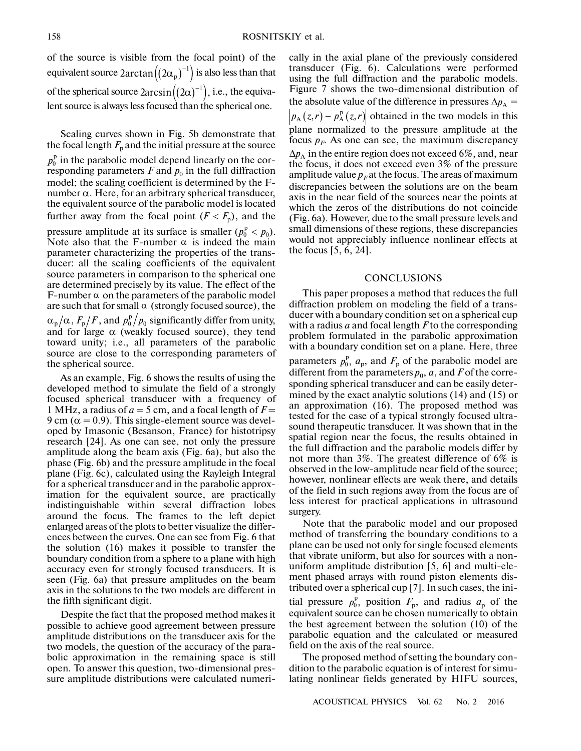of the source is visible from the focal point) of the equivalent source $2\arctan\left((2\alpha_p)^{-1}\right)$ is also less than that of the spherical source $2\arcsin\left((2\alpha)^{-1}\right)$, i.e., the equivalent source is always less focused than the spherical one.

Scaling curves shown in Fig. 5b demonstrate that the focal length $F_p$ and the initial pressure at the source $p_0^p$ in the parabolic model depend linearly on the corresponding parameters $F$ and $p_0$ in the full diffraction model; the scaling coefficient is determined by the F-number $\alpha$. Here, for an arbitrary spherical transducer, the equivalent source of the parabolic model is located further away from the focal point ($F < F_p$), and the pressure amplitude at its surface is smaller ($p_0^p < p_0$). Note also that the F-number $\alpha$ is indeed the main parameter characterizing the properties of the transducer: all the scaling coefficients of the equivalent source parameters in comparison to the spherical one are determined precisely by its value. The effect of the F-number $\alpha$ on the parameters of the parabolic model are such that for small $\alpha$ (strongly focused source), the $\alpha_p/\alpha$, $F_p/F$, and $p_0^p/p_0$ significantly differ from unity, and for large $\alpha$ (weakly focused source), they tend toward unity; i.e., all parameters of the parabolic source are close to the corresponding parameters of the spherical source.

As an example, Fig. 6 shows the results of using the developed method to simulate the field of a strongly focused spherical transducer with a frequency of 1 MHz, a radius of $a = 5$ cm, and a focal length of $F = 9$ cm ($\alpha = 0.9$). This single-element source was developed by Imasonic (Besanson, France) for histotripsy research [24]. As one can see, not only the pressure amplitude along the beam axis (Fig. 6a), but also the phase (Fig. 6b) and the pressure amplitude in the focal plane (Fig. 6c), calculated using the Rayleigh Integral for a spherical transducer and in the parabolic approximation for the equivalent source, are practically indistinguishable within several diffraction lobes around the focus. The frames to the left depict enlarged areas of the plots to better visualize the differences between the curves. One can see from Fig. 6 that the solution (16) makes it possible to transfer the boundary condition from a sphere to a plane with high accuracy even for strongly focused transducers. It is seen (Fig. 6a) that pressure amplitudes on the beam axis in the solutions to the two models are different in the fifth significant digit.

Despite the fact that the proposed method makes it possible to achieve good agreement between pressure amplitude distributions on the transducer axis for the two models, the question of the accuracy of the parabolic approximation in the remaining space is still open. To answer this question, two-dimensional pressure amplitude distributions were calculated numerically in the axial plane of the previously considered transducer (Fig. 6). Calculations were performed using the full diffraction and the parabolic models. Figure 7 shows the two-dimensional distribution of the absolute value of the difference in pressures $\Delta p_A = \left|p_A(z,r) - p_A^p(z,r)\right|$ obtained in the two models in this plane normalized to the pressure amplitude at the focus $p_F$. As one can see, the maximum discrepancy $\Delta p_A$ in the entire region does not exceed 6%, and, near the focus, it does not exceed even 3% of the pressure amplitude value $p_F$ at the focus. The areas of maximum discrepancies between the solutions are on the beam axis in the near field of the sources near the points at which the zeros of the distributions do not coincide (Fig. 6a). However, due to the small pressure levels and small dimensions of these regions, these discrepancies would not appreciably influence nonlinear effects at the focus [5, 6, 24].

## CONCLUSIONS

This paper proposes a method that reduces the full diffraction problem on modeling the field of a transducer with a boundary condition set on a spherical cup with a radius $a$ and focal length $F$ to the corresponding problem formulated in the parabolic approximation with a boundary condition set on a plane. Here, three parameters $p_0^p$, $a_p$, and $F_p$ of the parabolic model are different from the parameters $p_0$, $a$, and $F$ of the corresponding spherical transducer and can be easily determined by the exact analytic solutions (14) and (15) or an approximation (16). The proposed method was tested for the case of a typical strongly focused ultrasound therapeutic transducer. It was shown that in the spatial region near the focus, the results obtained in the full diffraction and the parabolic models differ by not more than 3%. The greatest difference of 6% is observed in the low-amplitude near field of the source; however, nonlinear effects are weak there, and details of the field in such regions away from the focus are of less interest for practical applications in ultrasound surgery.

Note that the parabolic model and our proposed method of transferring the boundary conditions to a plane can be used not only for single focused elements that vibrate uniform, but also for sources with a nonuniform amplitude distribution [5, 6] and multi-element phased arrays with round piston elements distributed over a spherical cup [7]. In such cases, the initial pressure $p_0^p$, position $F_p$, and radius $a_p$ of the equivalent source can be chosen numerically to obtain the best agreement between the solution (10) of the parabolic equation and the calculated or measured field on the axis of the real source.

The proposed method of setting the boundary condition to the parabolic equation is of interest for simulating nonlinear fields generated by HIFU sources,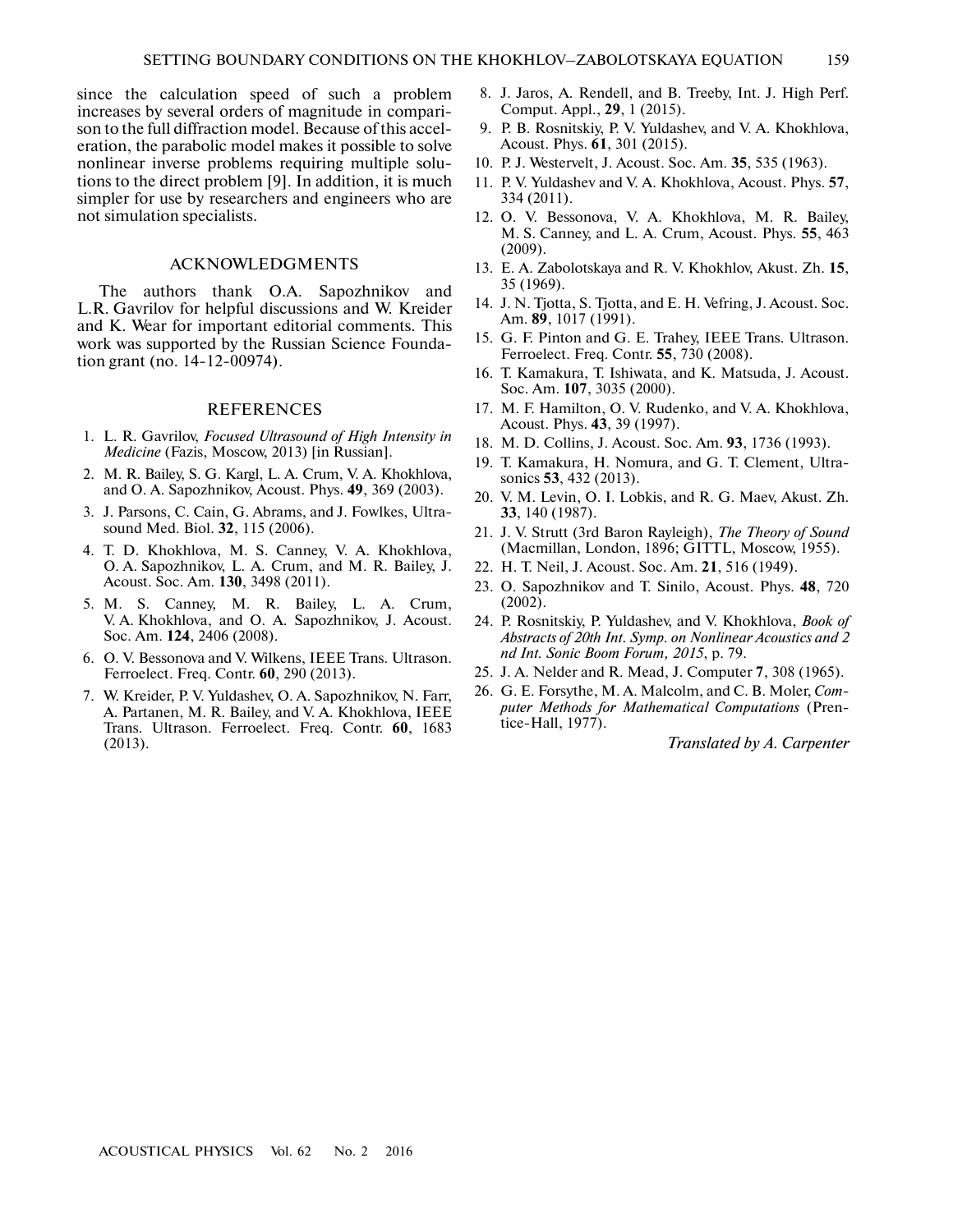since the calculation speed of such a problem increases by several orders of magnitude in comparison to the full diffraction model. Because of this acceleration, the parabolic model makes it possible to solve nonlinear inverse problems requiring multiple solutions to the direct problem [9]. In addition, it is much simpler for use by researchers and engineers who are not simulation specialists.

## ACKNOWLEDGMENTS

The authors thank O.A. Sapozhnikov and L.R. Gavrilov for helpful discussions and W. Kreider and K. Wear for important editorial comments. This work was supported by the Russian Science Foundation grant (no. 14-12-00974).

## REFERENCES

1. L. R. Gavrilov, *Focused Ultrasound of High Intensity in Medicine* (Fazis, Moscow, 2013) [in Russian].
2. M. R. Bailey, S. G. Kargl, L. A. Crum, V. A. Khokhlova, and O. A. Sapozhnikov, Acoust. Phys. **49**, 369 (2003).
3. J. Parsons, C. Cain, G. Abrams, and J. Fowlkes, Ultrasound Med. Biol. **32**, 115 (2006).
4. T. D. Khokhlova, M. S. Canney, V. A. Khokhlova, O. A. Sapozhnikov, L. A. Crum, and M. R. Bailey, J. Acoust. Soc. Am. **130**, 3498 (2011).
5. M. S. Canney, M. R. Bailey, L. A. Crum, V. A. Khokhlova, and O. A. Sapozhnikov, J. Acoust. Soc. Am. **124**, 2406 (2008).
6. O. V. Bessonova and V. Wilkens, IEEE Trans. Ultrason. Ferroelect. Freq. Contr. **60**, 290 (2013).
7. W. Kreider, P. V. Yuldashev, O. A. Sapozhnikov, N. Farr, A. Partanen, M. R. Bailey, and V. A. Khokhlova, IEEE Trans. Ultrason. Ferroelect. Freq. Contr. **60**, 1683 (2013).
8. J. Jaros, A. Rendell, and B. Treeby, Int. J. High Perf. Comput. Appl., **29**, 1 (2015).
9. P. B. Rosnitskiy, P. V. Yuldashev, and V. A. Khokhlova, Acoust. Phys. **61**, 301 (2015).
10. P. J. Westervelt, J. Acoust. Soc. Am. **35**, 535 (1963).
11. P. V. Yuldashev and V. A. Khokhlova, Acoust. Phys. **57**, 334 (2011).
12. O. V. Bessonova, V. A. Khokhlova, M. R. Bailey, M. S. Canney, and L. A. Crum, Acoust. Phys. **55**, 463 (2009).
13. E. A. Zabolotskaya and R. V. Khokhlov, Akust. Zh. **15**, 35 (1969).
14. J. N. Tjotta, S. Tjotta, and E. H. Vefring, J. Acoust. Soc. Am. **89**, 1017 (1991).
15. G. F. Pinton and G. E. Trahey, IEEE Trans. Ultrason. Ferroelect. Freq. Contr. **55**, 730 (2008).
16. T. Kamakura, T. Ishiwata, and K. Matsuda, J. Acoust. Soc. Am. **107**, 3035 (2000).
17. M. F. Hamilton, O. V. Rudenko, and V. A. Khokhlova, Acoust. Phys. **43**, 39 (1997).
18. M. D. Collins, J. Acoust. Soc. Am. **93**, 1736 (1993).
19. T. Kamakura, H. Nomura, and G. T. Clement, Ultrasonics **53**, 432 (2013).
20. V. M. Levin, O. I. Lobkis, and R. G. Maev, Akust. Zh. **33**, 140 (1987).
21. J. V. Strutt (3rd Baron Rayleigh), *The Theory of Sound* (Macmillan, London, 1896; GITTL, Moscow, 1955).
22. H. T. Neil, J. Acoust. Soc. Am. **21**, 516 (1949).
23. O. Sapozhnikov and T. Sinilo, Acoust. Phys. **48**, 720 (2002).
24. P. Rosnitskiy, P. Yuldashev, and V. Khokhlova, *Book of Abstracts of 20th Int. Symp. on Nonlinear Acoustics and 2 nd Int. Sonic Boom Forum, 2015*, p. 79.
25. J. A. Nelder and R. Mead, J. Computer **7**, 308 (1965).
26. G. E. Forsythe, M. A. Malcolm, and C. B. Moler, *Computer Methods for Mathematical Computations* (Prentice-Hall, 1977).

*Translated by A. Carpenter*